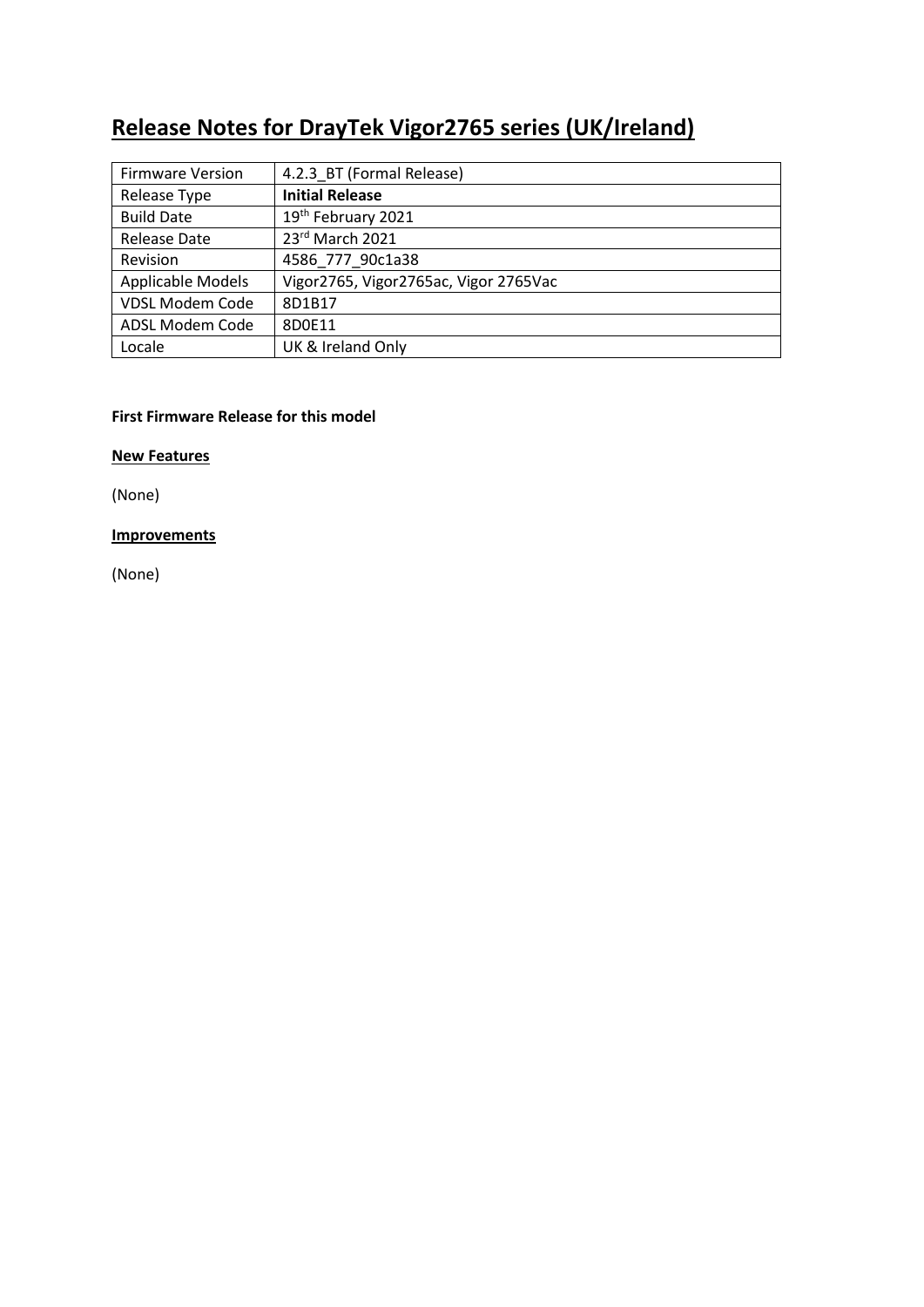# Release Notes for DrayTek Vigor2765 series (UK/Ireland)

| Firmware Version | 4.2.3_BT (Formal Release) |
|---|---|
| Release Type | **Initial Release** |
| Build Date | 19th February 2021 |
| Release Date | 23rd March 2021 |
| Revision | 4586_777_90c1a38 |
| Applicable Models | Vigor2765, Vigor2765ac, Vigor 2765Vac |
| VDSL Modem Code | 8D1B17 |
| ADSL Modem Code | 8D0E11 |
| Locale | UK & Ireland Only |

**First Firmware Release for this model**

**New Features**

(None)

**Improvements**

(None)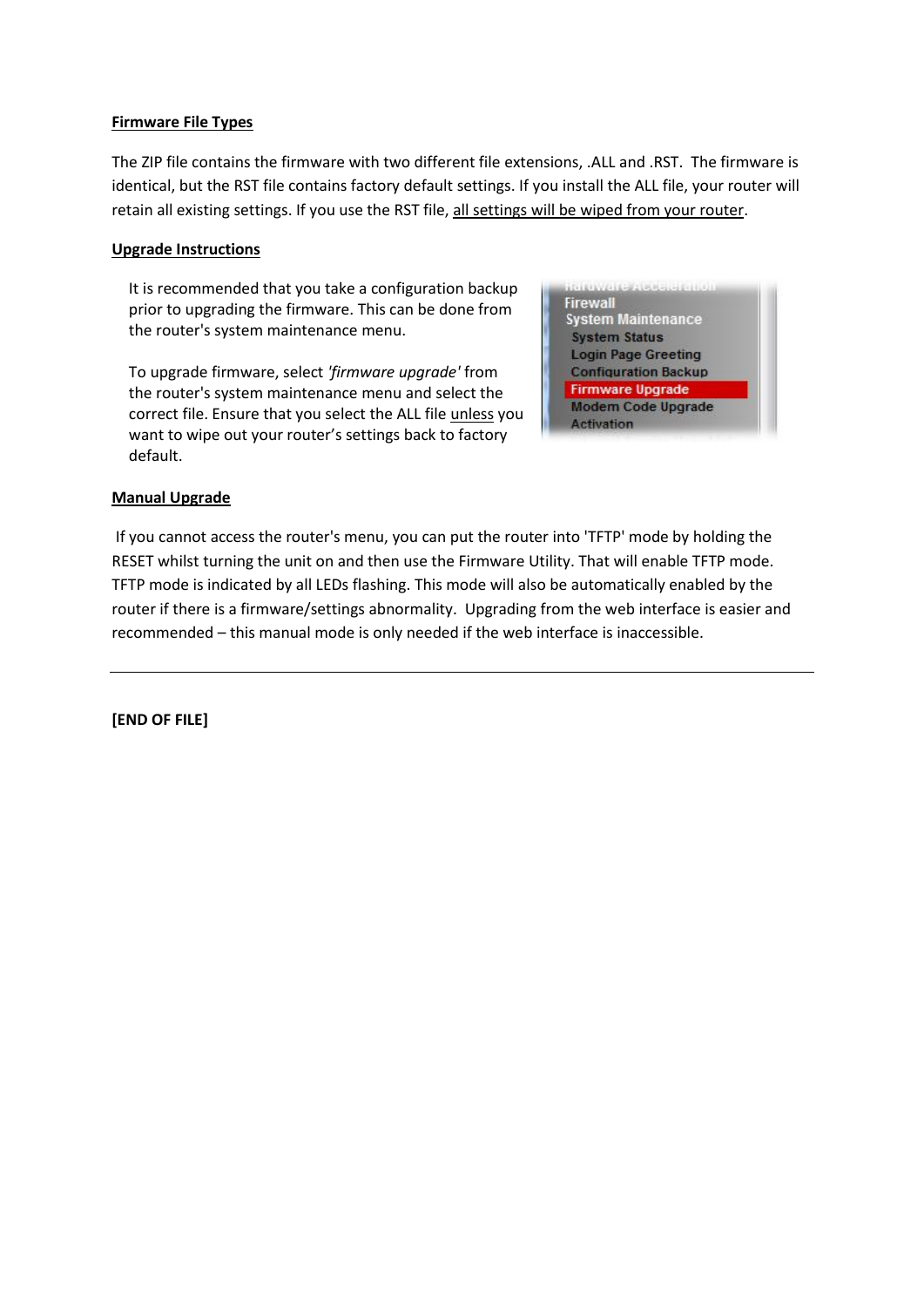**Firmware File Types**

The ZIP file contains the firmware with two different file extensions, .ALL and .RST. The firmware is identical, but the RST file contains factory default settings. If you install the ALL file, your router will retain all existing settings. If you use the RST file, all settings will be wiped from your router.

**Upgrade Instructions**

It is recommended that you take a configuration backup prior to upgrading the firmware. This can be done from the router's system maintenance menu.

To upgrade firmware, select *'firmware upgrade'* from the router's system maintenance menu and select the correct file. Ensure that you select the ALL file unless you want to wipe out your router's settings back to factory default.

**Manual Upgrade**

If you cannot access the router's menu, you can put the router into 'TFTP' mode by holding the RESET whilst turning the unit on and then use the Firmware Utility. That will enable TFTP mode. TFTP mode is indicated by all LEDs flashing. This mode will also be automatically enabled by the router if there is a firmware/settings abnormality. Upgrading from the web interface is easier and recommended – this manual mode is only needed if the web interface is inaccessible.

---

**[END OF FILE]**